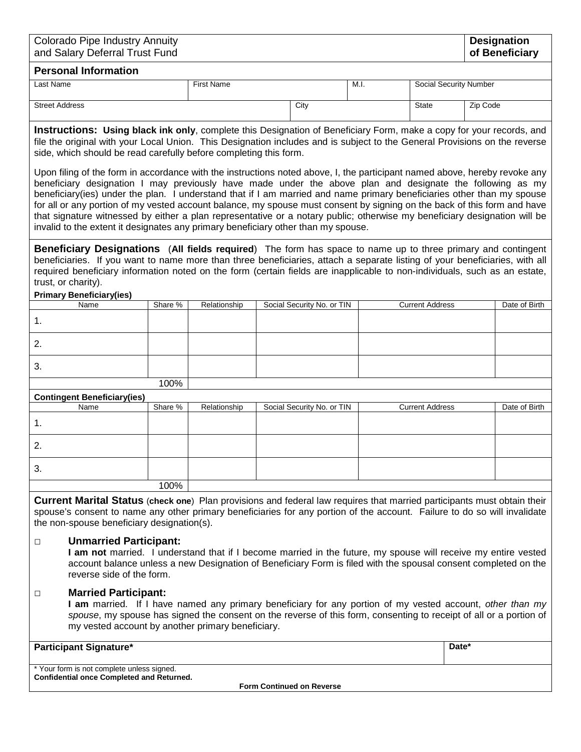| Colorado Pipe Industry Annuity and Salary Deferral Trust Fund | **Designation of Beneficiary** |
|---|---|

## Personal Information

| Last Name | First Name | M.I. | Social Security Number |
|---|---|---|---|
| | | | |

| Street Address | City | State | Zip Code |
|---|---|---|---|
| | | | |

**Instructions: Using black ink only**, complete this Designation of Beneficiary Form, make a copy for your records, and file the original with your Local Union. This Designation includes and is subject to the General Provisions on the reverse side, which should be read carefully before completing this form.

Upon filing of the form in accordance with the instructions noted above, I, the participant named above, hereby revoke any beneficiary designation I may previously have made under the above plan and designate the following as my beneficiary(ies) under the plan. I understand that if I am married and name primary beneficiaries other than my spouse for all or any portion of my vested account balance, my spouse must consent by signing on the back of this form and have that signature witnessed by either a plan representative or a notary public; otherwise my beneficiary designation will be invalid to the extent it designates any primary beneficiary other than my spouse.

**Beneficiary Designations** (**All fields required**) The form has space to name up to three primary and contingent beneficiaries. If you want to name more than three beneficiaries, attach a separate listing of your beneficiaries, with all required beneficiary information noted on the form (certain fields are inapplicable to non-individuals, such as an estate, trust, or charity).

**Primary Beneficiary(ies)**

| Name | Share % | Relationship | Social Security No. or TIN | Current Address | Date of Birth |
|---|---|---|---|---|---|
| 1. | | | | | |
| 2. | | | | | |
| 3. | | | | | |
| | 100% | | | | |

**Contingent Beneficiary(ies)**

| Name | Share % | Relationship | Social Security No. or TIN | Current Address | Date of Birth |
|---|---|---|---|---|---|
| 1. | | | | | |
| 2. | | | | | |
| 3. | | | | | |
| | 100% | | | | |

**Current Marital Status** (**check one**) Plan provisions and federal law requires that married participants must obtain their spouse's consent to name any other primary beneficiaries for any portion of the account. Failure to do so will invalidate the non-spouse beneficiary designation(s).

□ **Unmarried Participant:**
**I am not** married. I understand that if I become married in the future, my spouse will receive my entire vested account balance unless a new Designation of Beneficiary Form is filed with the spousal consent completed on the reverse side of the form.

□ **Married Participant:**
**I am** married. If I have named any primary beneficiary for any portion of my vested account, *other than my spouse*, my spouse has signed the consent on the reverse of this form, consenting to receipt of all or a portion of my vested account by another primary beneficiary.

| **Participant Signature*** | **Date*** |
|---|---|
| | |

\* Your form is not complete unless signed.
**Confidential once Completed and Returned.**

**Form Continued on Reverse**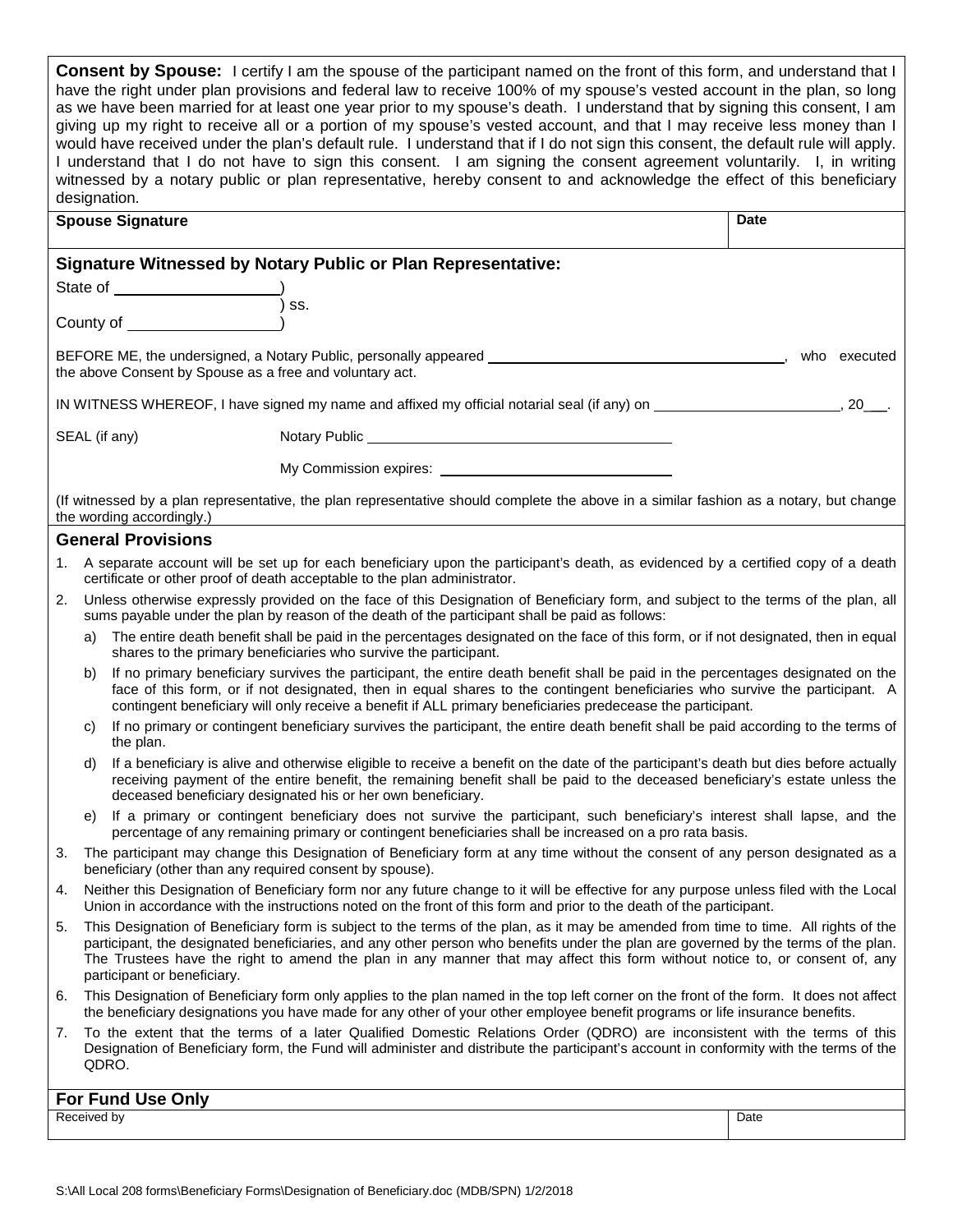**Consent by Spouse:** I certify I am the spouse of the participant named on the front of this form, and understand that I have the right under plan provisions and federal law to receive 100% of my spouse's vested account in the plan, so long as we have been married for at least one year prior to my spouse's death. I understand that by signing this consent, I am giving up my right to receive all or a portion of my spouse's vested account, and that I may receive less money than I would have received under the plan's default rule. I understand that if I do not sign this consent, the default rule will apply. I understand that I do not have to sign this consent. I am signing the consent agreement voluntarily. I, in writing witnessed by a notary public or plan representative, hereby consent to and acknowledge the effect of this beneficiary designation.

| Spouse Signature | Date |
|---|---|
| | |

## Signature Witnessed by Notary Public or Plan Representative:

State of ____________________)
) ss.
County of __________________)

BEFORE ME, the undersigned, a Notary Public, personally appeared ______________________________________, who executed the above Consent by Spouse as a free and voluntary act.

IN WITNESS WHEREOF, I have signed my name and affixed my official notarial seal (if any) on ________________________, 20___.

SEAL (if any) Notary Public ________________________________________

My Commission expires: ______________________________

(If witnessed by a plan representative, the plan representative should complete the above in a similar fashion as a notary, but change the wording accordingly.)

## General Provisions

1. A separate account will be set up for each beneficiary upon the participant's death, as evidenced by a certified copy of a death certificate or other proof of death acceptable to the plan administrator.
2. Unless otherwise expressly provided on the face of this Designation of Beneficiary form, and subject to the terms of the plan, all sums payable under the plan by reason of the death of the participant shall be paid as follows:
   a) The entire death benefit shall be paid in the percentages designated on the face of this form, or if not designated, then in equal shares to the primary beneficiaries who survive the participant.
   b) If no primary beneficiary survives the participant, the entire death benefit shall be paid in the percentages designated on the face of this form, or if not designated, then in equal shares to the contingent beneficiaries who survive the participant. A contingent beneficiary will only receive a benefit if ALL primary beneficiaries predecease the participant.
   c) If no primary or contingent beneficiary survives the participant, the entire death benefit shall be paid according to the terms of the plan.
   d) If a beneficiary is alive and otherwise eligible to receive a benefit on the date of the participant's death but dies before actually receiving payment of the entire benefit, the remaining benefit shall be paid to the deceased beneficiary's estate unless the deceased beneficiary designated his or her own beneficiary.
   e) If a primary or contingent beneficiary does not survive the participant, such beneficiary's interest shall lapse, and the percentage of any remaining primary or contingent beneficiaries shall be increased on a pro rata basis.
3. The participant may change this Designation of Beneficiary form at any time without the consent of any person designated as a beneficiary (other than any required consent by spouse).
4. Neither this Designation of Beneficiary form nor any future change to it will be effective for any purpose unless filed with the Local Union in accordance with the instructions noted on the front of this form and prior to the death of the participant.
5. This Designation of Beneficiary form is subject to the terms of the plan, as it may be amended from time to time. All rights of the participant, the designated beneficiaries, and any other person who benefits under the plan are governed by the terms of the plan. The Trustees have the right to amend the plan in any manner that may affect this form without notice to, or consent of, any participant or beneficiary.
6. This Designation of Beneficiary form only applies to the plan named in the top left corner on the front of the form. It does not affect the beneficiary designations you have made for any other of your other employee benefit programs or life insurance benefits.
7. To the extent that the terms of a later Qualified Domestic Relations Order (QDRO) are inconsistent with the terms of this Designation of Beneficiary form, the Fund will administer and distribute the participant's account in conformity with the terms of the QDRO.

## For Fund Use Only

| Received by | Date |
|---|---|
| | |

S:\All Local 208 forms\Beneficiary Forms\Designation of Beneficiary.doc (MDB/SPN) 1/2/2018